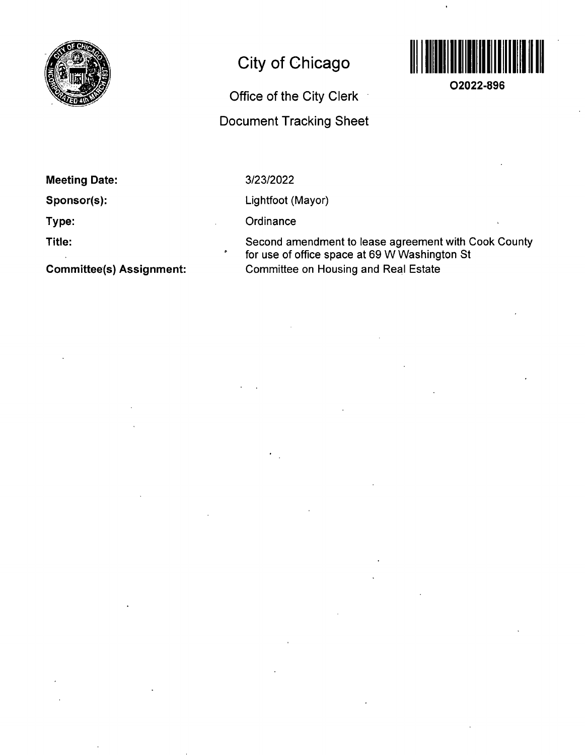# City of Chicago

## Office of the City Clerk

## Document Tracking Sheet

**O2022-896**

| | |
|---|---|
| **Meeting Date:** | 3/23/2022 |
| **Sponsor(s):** | Lightfoot (Mayor) |
| **Type:** | Ordinance |
| **Title:** | Second amendment to lease agreement with Cook County for use of office space at 69 W Washington St |
| **Committee(s) Assignment:** | Committee on Housing and Real Estate |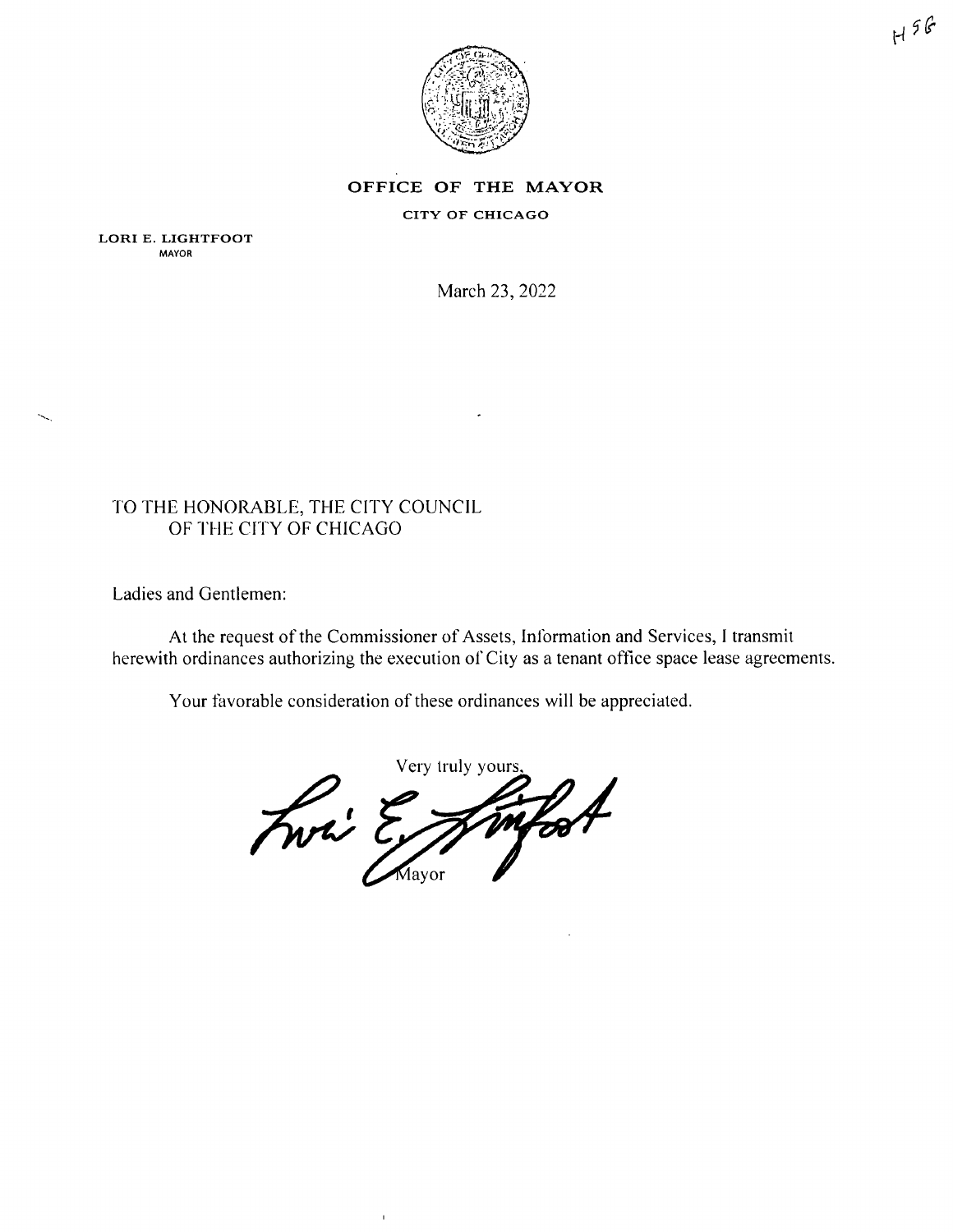H56

**OFFICE OF THE MAYOR**

**CITY OF CHICAGO**

**LORI E. LIGHTFOOT**
MAYOR

March 23, 2022

TO THE HONORABLE, THE CITY COUNCIL
OF THE CITY OF CHICAGO

Ladies and Gentlemen:

At the request of the Commissioner of Assets, Information and Services, I transmit herewith ordinances authorizing the execution of City as a tenant office space lease agreements.

Your favorable consideration of these ordinances will be appreciated.

Very truly yours,

Mayor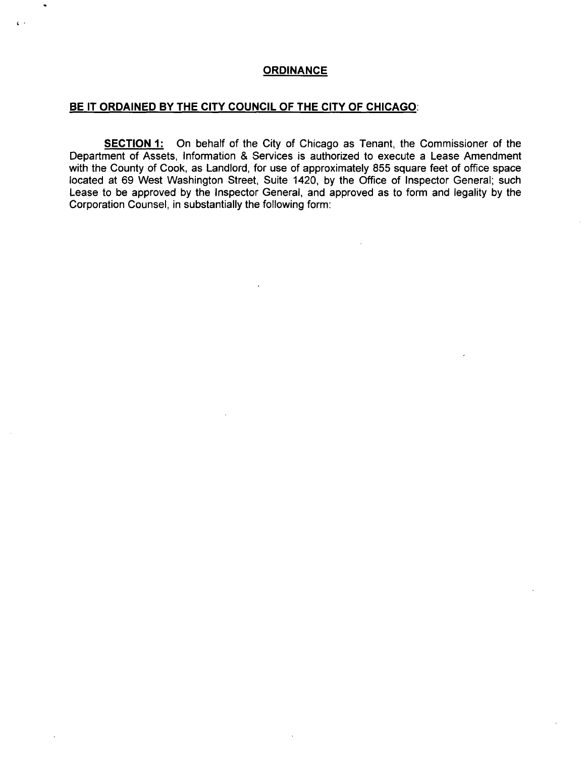## ORDINANCE

**BE IT ORDAINED BY THE CITY COUNCIL OF THE CITY OF CHICAGO:**

**SECTION 1:** On behalf of the City of Chicago as Tenant, the Commissioner of the Department of Assets, Information & Services is authorized to execute a Lease Amendment with the County of Cook, as Landlord, for use of approximately 855 square feet of office space located at 69 West Washington Street, Suite 1420, by the Office of Inspector General; such Lease to be approved by the Inspector General, and approved as to form and legality by the Corporation Counsel, in substantially the following form: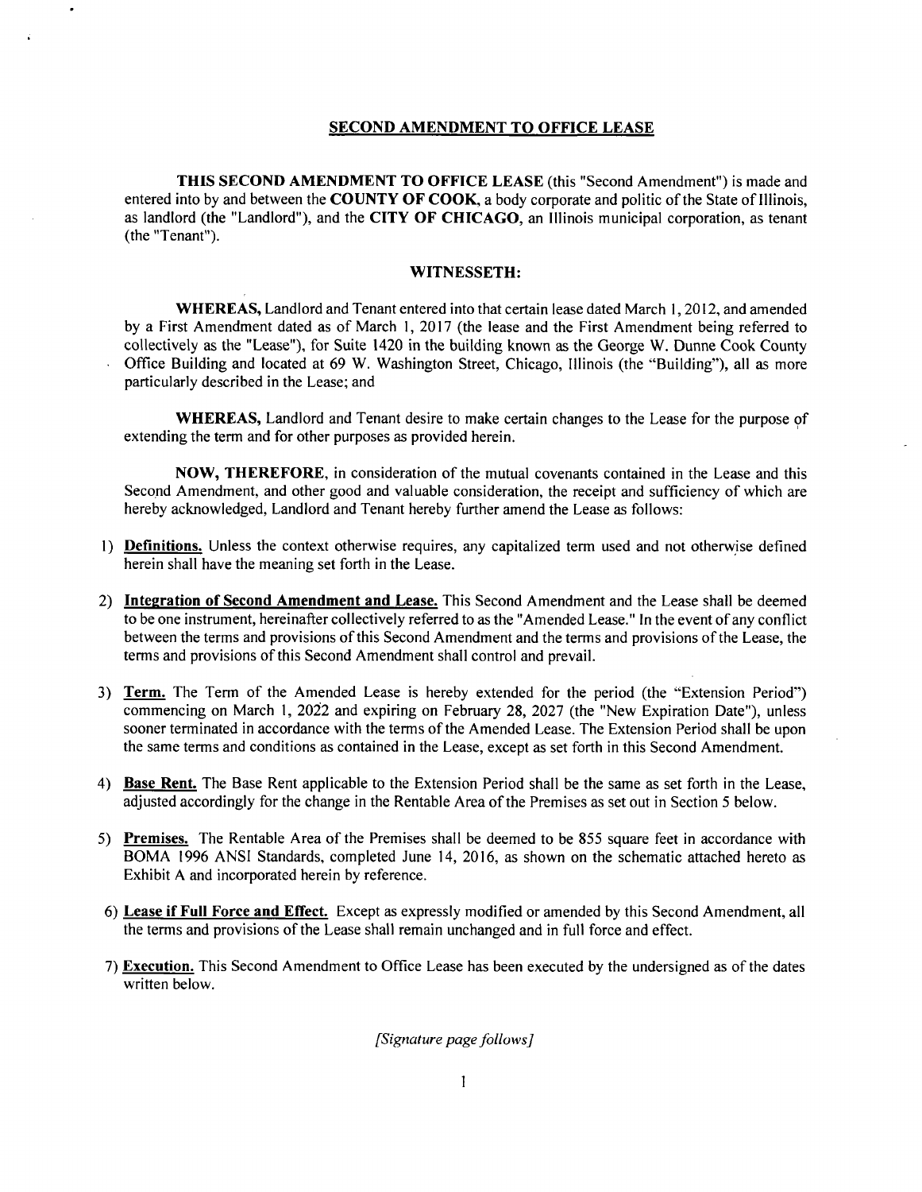## SECOND AMENDMENT TO OFFICE LEASE

**THIS SECOND AMENDMENT TO OFFICE LEASE** (this "Second Amendment") is made and entered into by and between the **COUNTY OF COOK**, a body corporate and politic of the State of Illinois, as landlord (the "Landlord"), and the **CITY OF CHICAGO**, an Illinois municipal corporation, as tenant (the "Tenant").

### WITNESSETH:

**WHEREAS,** Landlord and Tenant entered into that certain lease dated March 1, 2012, and amended by a First Amendment dated as of March 1, 2017 (the lease and the First Amendment being referred to collectively as the "Lease"), for Suite 1420 in the building known as the George W. Dunne Cook County Office Building and located at 69 W. Washington Street, Chicago, Illinois (the "Building"), all as more particularly described in the Lease; and

**WHEREAS,** Landlord and Tenant desire to make certain changes to the Lease for the purpose of extending the term and for other purposes as provided herein.

**NOW, THEREFORE,** in consideration of the mutual covenants contained in the Lease and this Second Amendment, and other good and valuable consideration, the receipt and sufficiency of which are hereby acknowledged, Landlord and Tenant hereby further amend the Lease as follows:

1) **Definitions.** Unless the context otherwise requires, any capitalized term used and not otherwise defined herein shall have the meaning set forth in the Lease.

2) **Integration of Second Amendment and Lease.** This Second Amendment and the Lease shall be deemed to be one instrument, hereinafter collectively referred to as the "Amended Lease." In the event of any conflict between the terms and provisions of this Second Amendment and the terms and provisions of the Lease, the terms and provisions of this Second Amendment shall control and prevail.

3) **Term.** The Term of the Amended Lease is hereby extended for the period (the "Extension Period") commencing on March 1, 2022 and expiring on February 28, 2027 (the "New Expiration Date"), unless sooner terminated in accordance with the terms of the Amended Lease. The Extension Period shall be upon the same terms and conditions as contained in the Lease, except as set forth in this Second Amendment.

4) **Base Rent.** The Base Rent applicable to the Extension Period shall be the same as set forth in the Lease, adjusted accordingly for the change in the Rentable Area of the Premises as set out in Section 5 below.

5) **Premises.** The Rentable Area of the Premises shall be deemed to be 855 square feet in accordance with BOMA 1996 ANSI Standards, completed June 14, 2016, as shown on the schematic attached hereto as Exhibit A and incorporated herein by reference.

6) **Lease if Full Force and Effect.** Except as expressly modified or amended by this Second Amendment, all the terms and provisions of the Lease shall remain unchanged and in full force and effect.

7) **Execution.** This Second Amendment to Office Lease has been executed by the undersigned as of the dates written below.

*[Signature page follows]*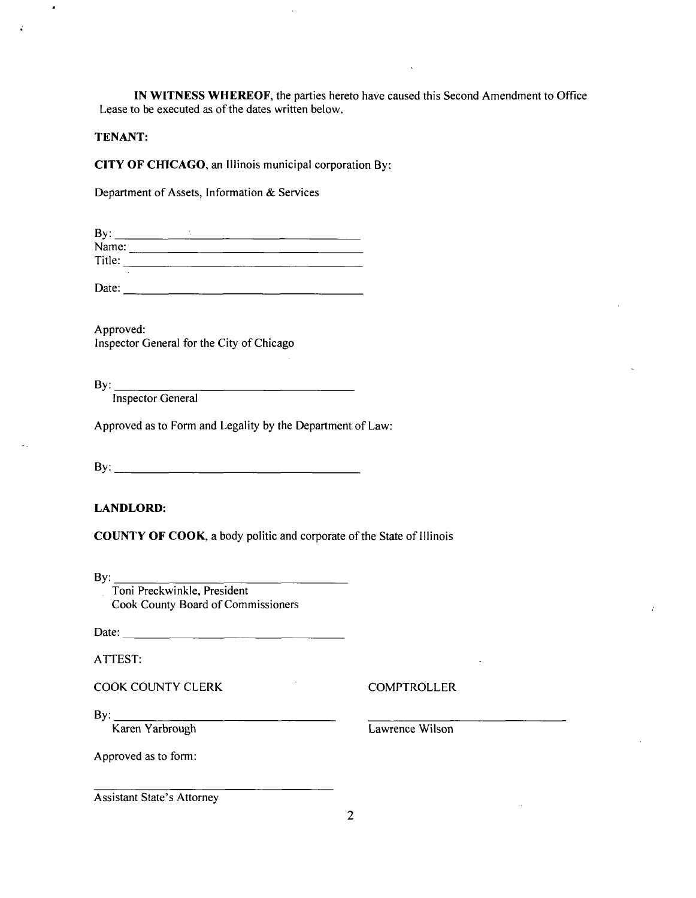**IN WITNESS WHEREOF**, the parties hereto have caused this Second Amendment to Office Lease to be executed as of the dates written below.

**TENANT:**

**CITY OF CHICAGO**, an Illinois municipal corporation By:

Department of Assets, Information & Services

By: ______________________________

Name: ______________________________

Title: ______________________________

Date: ______________________________

Approved:
Inspector General for the City of Chicago

By: ______________________________
Inspector General

Approved as to Form and Legality by the Department of Law:

By: ______________________________

**LANDLORD:**

**COUNTY OF COOK**, a body politic and corporate of the State of Illinois

By: ______________________________
Toni Preckwinkle, President
Cook County Board of Commissioners

Date: ______________________________

ATTEST:

COOK COUNTY CLERK

By: ______________________________
Karen Yarbrough

COMPTROLLER

______________________________
Lawrence Wilson

Approved as to form:

______________________________
Assistant State's Attorney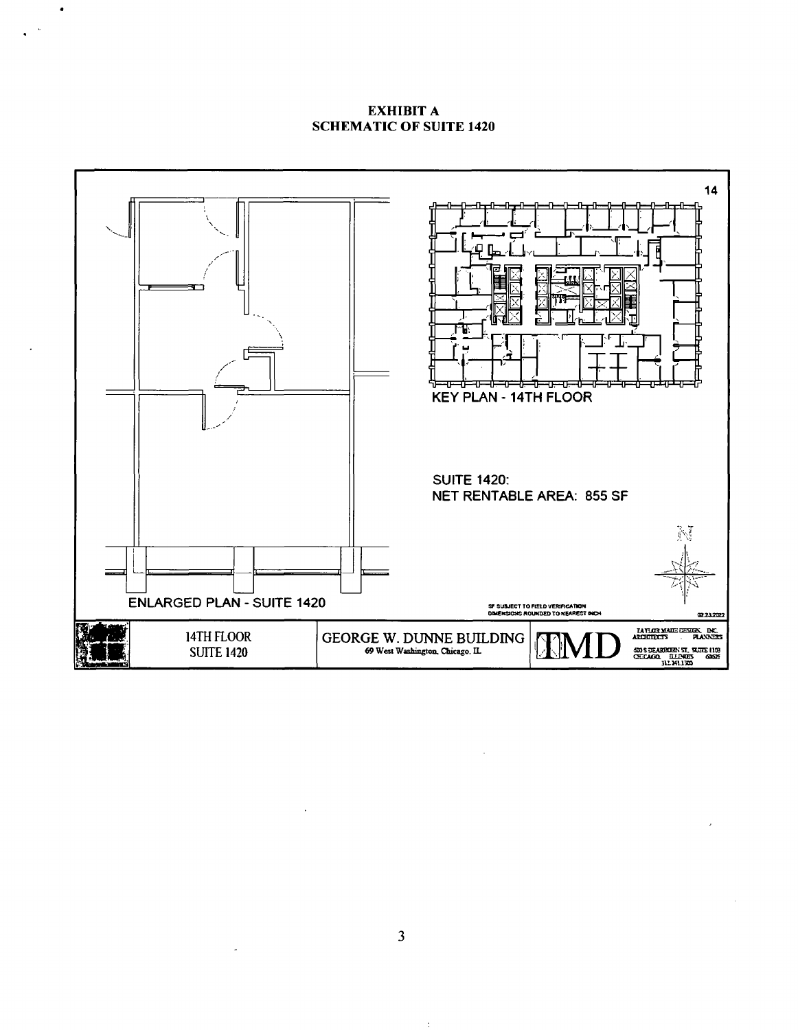**EXHIBIT A**
**SCHEMATIC OF SUITE 1420**

14

KEY PLAN - 14TH FLOOR

SUITE 1420:
NET RENTABLE AREA: 855 SF

ENLARGED PLAN - SUITE 1420

SF SUBJECT TO FIELD VERIFICATION
DIMENSIONS ROUNDED TO NEAREST INCH

02.23.2022

| 14TH FLOOR SUITE 1420 | GEORGE W. DUNNE BUILDING 69 West Washington, Chicago, IL | TMD | TAYLOR MAIZE DESIGN, INC. ARCHITECTS . PLANNERS 500 S DEARBORN ST. SUITE 1103 CHICAGO, ILLINOIS 60605 312.341.1500 |
|---|---|---|---|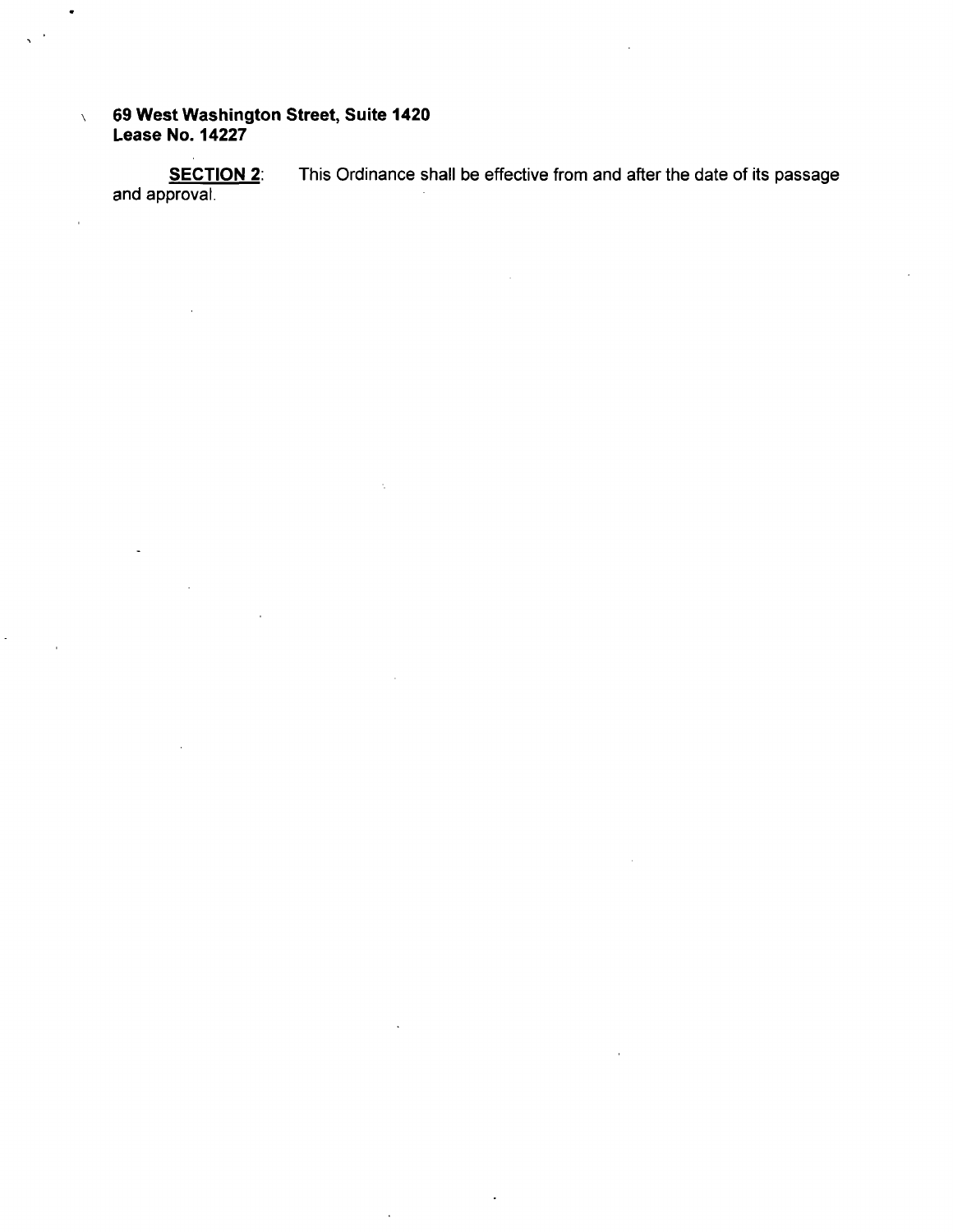**69 West Washington Street, Suite 1420**
**Lease No. 14227**

**SECTION 2**: This Ordinance shall be effective from and after the date of its passage and approval.